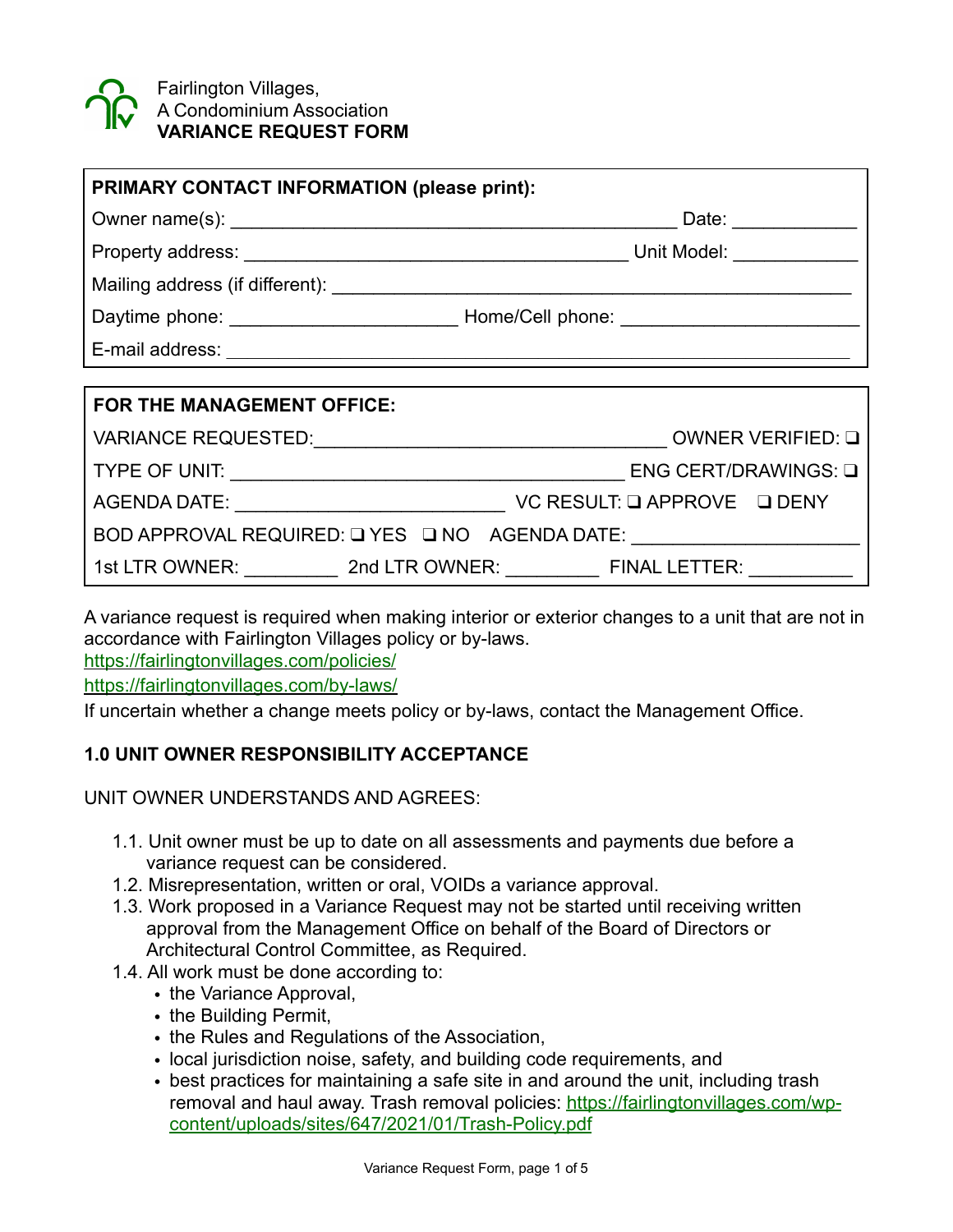Fairlington Villages,
A Condominium Association
**VARIANCE REQUEST FORM**

**PRIMARY CONTACT INFORMATION (please print):**

Owner name(s): ___________________________________________ Date: ____________

Property address: _____________________________________ Unit Model: ____________

Mailing address (if different): ___________________________________________________

Daytime phone: ______________________ Home/Cell phone: _______________________

E-mail address: ____________________________________________________________

**FOR THE MANAGEMENT OFFICE:**

VARIANCE REQUESTED:__________________________________ OWNER VERIFIED: ❑

TYPE OF UNIT: ______________________________________ ENG CERT/DRAWINGS: ❑

AGENDA DATE: _________________________ VC RESULT: ❑ APPROVE ❑ DENY

BOD APPROVAL REQUIRED: ❑ YES ❑ NO AGENDA DATE: _____________________

1st LTR OWNER: _________ 2nd LTR OWNER: _________ FINAL LETTER: __________

A variance request is required when making interior or exterior changes to a unit that are not in accordance with Fairlington Villages policy or by-laws.
https://fairlingtonvillages.com/policies/
https://fairlingtonvillages.com/by-laws/
If uncertain whether a change meets policy or by-laws, contact the Management Office.

**1.0 UNIT OWNER RESPONSIBILITY ACCEPTANCE**

UNIT OWNER UNDERSTANDS AND AGREES:

1.1. Unit owner must be up to date on all assessments and payments due before a variance request can be considered.
1.2. Misrepresentation, written or oral, VOIDs a variance approval.
1.3. Work proposed in a Variance Request may not be started until receiving written approval from the Management Office on behalf of the Board of Directors or Architectural Control Committee, as Required.
1.4. All work must be done according to:
   - the Variance Approval,
   - the Building Permit,
   - the Rules and Regulations of the Association,
   - local jurisdiction noise, safety, and building code requirements, and
   - best practices for maintaining a safe site in and around the unit, including trash removal and haul away. Trash removal policies: https://fairlingtonvillages.com/wp-content/uploads/sites/647/2021/01/Trash-Policy.pdf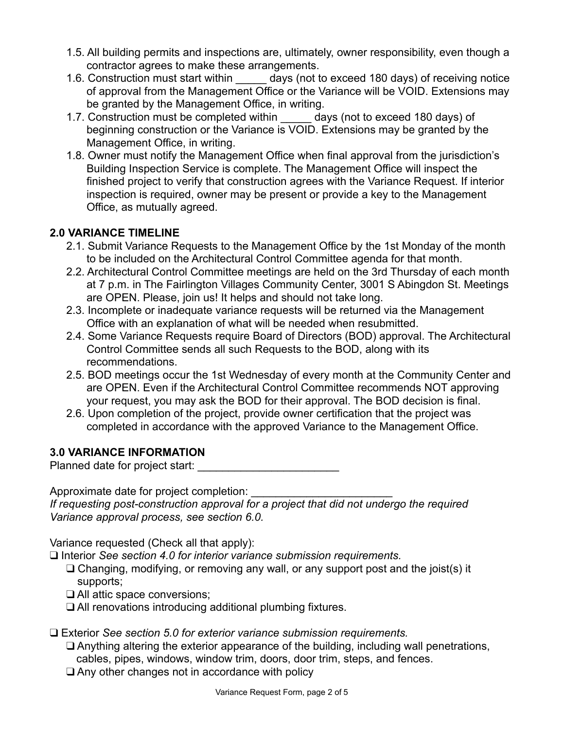1.5. All building permits and inspections are, ultimately, owner responsibility, even though a contractor agrees to make these arrangements.

1.6. Construction must start within _____ days (not to exceed 180 days) of receiving notice of approval from the Management Office or the Variance will be VOID. Extensions may be granted by the Management Office, in writing.

1.7. Construction must be completed within _____ days (not to exceed 180 days) of beginning construction or the Variance is VOID. Extensions may be granted by the Management Office, in writing.

1.8. Owner must notify the Management Office when final approval from the jurisdiction's Building Inspection Service is complete. The Management Office will inspect the finished project to verify that construction agrees with the Variance Request. If interior inspection is required, owner may be present or provide a key to the Management Office, as mutually agreed.

## 2.0 VARIANCE TIMELINE

2.1. Submit Variance Requests to the Management Office by the 1st Monday of the month to be included on the Architectural Control Committee agenda for that month.

2.2. Architectural Control Committee meetings are held on the 3rd Thursday of each month at 7 p.m. in The Fairlington Villages Community Center, 3001 S Abingdon St. Meetings are OPEN. Please, join us! It helps and should not take long.

2.3. Incomplete or inadequate variance requests will be returned via the Management Office with an explanation of what will be needed when resubmitted.

2.4. Some Variance Requests require Board of Directors (BOD) approval. The Architectural Control Committee sends all such Requests to the BOD, along with its recommendations.

2.5. BOD meetings occur the 1st Wednesday of every month at the Community Center and are OPEN. Even if the Architectural Control Committee recommends NOT approving your request, you may ask the BOD for their approval. The BOD decision is final.

2.6. Upon completion of the project, provide owner certification that the project was completed in accordance with the approved Variance to the Management Office.

## 3.0 VARIANCE INFORMATION

Planned date for project start: _______________________

Approximate date for project completion: ______________________

*If requesting post-construction approval for a project that did not undergo the required Variance approval process, see section 6.0.*

Variance requested (Check all that apply):

- ❑ Interior *See section 4.0 for interior variance submission requirements.*
  - ❑ Changing, modifying, or removing any wall, or any support post and the joist(s) it supports;
  - ❑ All attic space conversions;
  - ❑ All renovations introducing additional plumbing fixtures.

- ❑ Exterior *See section 5.0 for exterior variance submission requirements.*
  - ❑ Anything altering the exterior appearance of the building, including wall penetrations, cables, pipes, windows, window trim, doors, door trim, steps, and fences.
  - ❑ Any other changes not in accordance with policy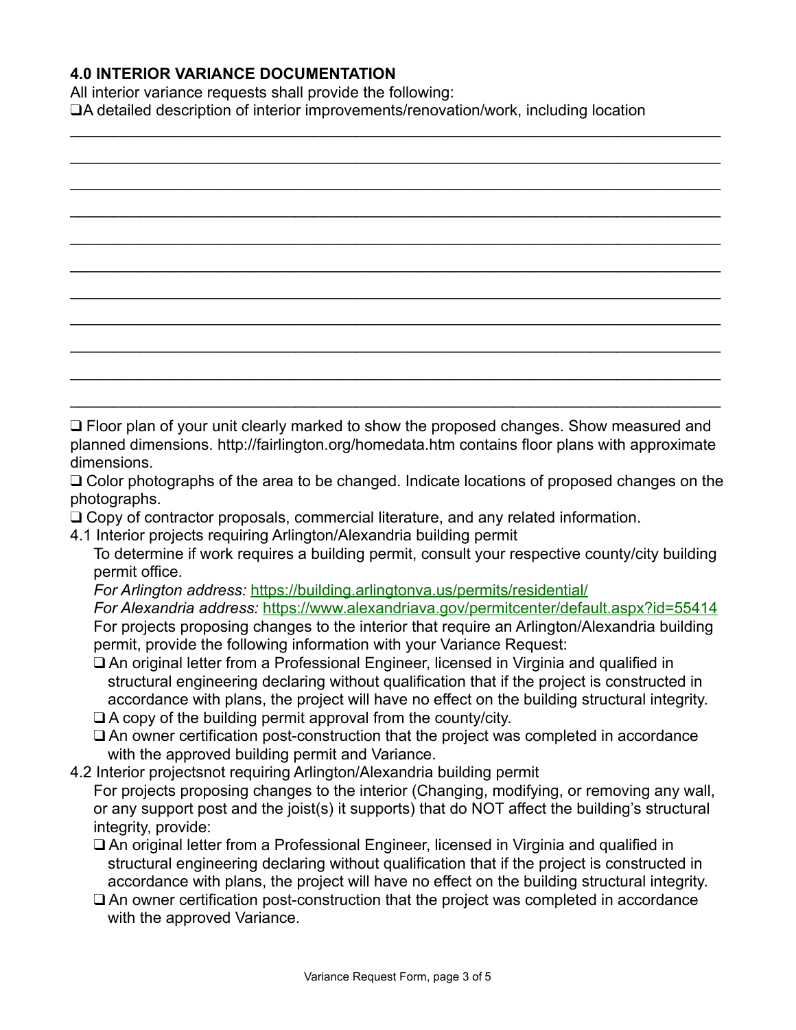## 4.0 INTERIOR VARIANCE DOCUMENTATION

All interior variance requests shall provide the following:

❑A detailed description of interior improvements/renovation/work, including location

___________________________________________________________________________

___________________________________________________________________________

___________________________________________________________________________

___________________________________________________________________________

___________________________________________________________________________

___________________________________________________________________________

___________________________________________________________________________

___________________________________________________________________________

___________________________________________________________________________

___________________________________________________________________________

___________________________________________________________________________

❑ Floor plan of your unit clearly marked to show the proposed changes. Show measured and planned dimensions. http://fairlington.org/homedata.htm contains floor plans with approximate dimensions.

❑ Color photographs of the area to be changed. Indicate locations of proposed changes on the photographs.

❑ Copy of contractor proposals, commercial literature, and any related information.

4.1 Interior projects requiring Arlington/Alexandria building permit

To determine if work requires a building permit, consult your respective county/city building permit office.

*For Arlington address:* https://building.arlingtonva.us/permits/residential/

*For Alexandria address:* https://www.alexandriava.gov/permitcenter/default.aspx?id=55414

For projects proposing changes to the interior that require an Arlington/Alexandria building permit, provide the following information with your Variance Request:

- ❑ An original letter from a Professional Engineer, licensed in Virginia and qualified in structural engineering declaring without qualification that if the project is constructed in accordance with plans, the project will have no effect on the building structural integrity.
- ❑ A copy of the building permit approval from the county/city.
- ❑ An owner certification post-construction that the project was completed in accordance with the approved building permit and Variance.

4.2 Interior projectsnot requiring Arlington/Alexandria building permit

For projects proposing changes to the interior (Changing, modifying, or removing any wall, or any support post and the joist(s) it supports) that do NOT affect the building's structural integrity, provide:

- ❑ An original letter from a Professional Engineer, licensed in Virginia and qualified in structural engineering declaring without qualification that if the project is constructed in accordance with plans, the project will have no effect on the building structural integrity.
- ❑ An owner certification post-construction that the project was completed in accordance with the approved Variance.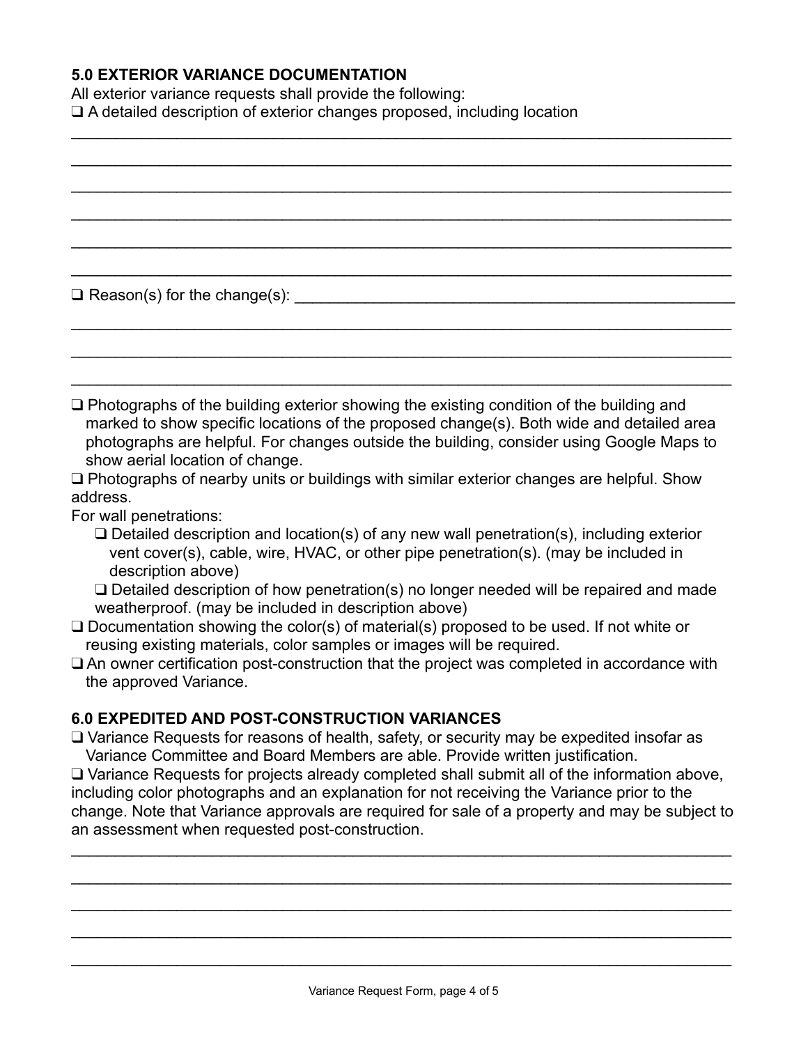## 5.0 EXTERIOR VARIANCE DOCUMENTATION

All exterior variance requests shall provide the following:

❑ A detailed description of exterior changes proposed, including location

\_\_\_\_\_\_\_\_\_\_\_\_\_\_\_\_\_\_\_\_\_\_\_\_\_\_\_\_\_\_\_\_\_\_\_\_\_\_\_\_\_\_\_\_\_\_\_\_\_\_\_\_\_\_\_\_\_\_\_\_\_\_\_\_\_\_\_\_\_\_\_\_

\_\_\_\_\_\_\_\_\_\_\_\_\_\_\_\_\_\_\_\_\_\_\_\_\_\_\_\_\_\_\_\_\_\_\_\_\_\_\_\_\_\_\_\_\_\_\_\_\_\_\_\_\_\_\_\_\_\_\_\_\_\_\_\_\_\_\_\_\_\_\_\_

\_\_\_\_\_\_\_\_\_\_\_\_\_\_\_\_\_\_\_\_\_\_\_\_\_\_\_\_\_\_\_\_\_\_\_\_\_\_\_\_\_\_\_\_\_\_\_\_\_\_\_\_\_\_\_\_\_\_\_\_\_\_\_\_\_\_\_\_\_\_\_\_

\_\_\_\_\_\_\_\_\_\_\_\_\_\_\_\_\_\_\_\_\_\_\_\_\_\_\_\_\_\_\_\_\_\_\_\_\_\_\_\_\_\_\_\_\_\_\_\_\_\_\_\_\_\_\_\_\_\_\_\_\_\_\_\_\_\_\_\_\_\_\_\_

\_\_\_\_\_\_\_\_\_\_\_\_\_\_\_\_\_\_\_\_\_\_\_\_\_\_\_\_\_\_\_\_\_\_\_\_\_\_\_\_\_\_\_\_\_\_\_\_\_\_\_\_\_\_\_\_\_\_\_\_\_\_\_\_\_\_\_\_\_\_\_\_

\_\_\_\_\_\_\_\_\_\_\_\_\_\_\_\_\_\_\_\_\_\_\_\_\_\_\_\_\_\_\_\_\_\_\_\_\_\_\_\_\_\_\_\_\_\_\_\_\_\_\_\_\_\_\_\_\_\_\_\_\_\_\_\_\_\_\_\_\_\_\_\_

❑ Reason(s) for the change(s): \_\_\_\_\_\_\_\_\_\_\_\_\_\_\_\_\_\_\_\_\_\_\_\_\_\_\_\_\_\_\_\_\_\_\_\_\_\_\_\_\_\_\_\_\_\_\_\_\_\_

\_\_\_\_\_\_\_\_\_\_\_\_\_\_\_\_\_\_\_\_\_\_\_\_\_\_\_\_\_\_\_\_\_\_\_\_\_\_\_\_\_\_\_\_\_\_\_\_\_\_\_\_\_\_\_\_\_\_\_\_\_\_\_\_\_\_\_\_\_\_\_\_

\_\_\_\_\_\_\_\_\_\_\_\_\_\_\_\_\_\_\_\_\_\_\_\_\_\_\_\_\_\_\_\_\_\_\_\_\_\_\_\_\_\_\_\_\_\_\_\_\_\_\_\_\_\_\_\_\_\_\_\_\_\_\_\_\_\_\_\_\_\_\_\_

\_\_\_\_\_\_\_\_\_\_\_\_\_\_\_\_\_\_\_\_\_\_\_\_\_\_\_\_\_\_\_\_\_\_\_\_\_\_\_\_\_\_\_\_\_\_\_\_\_\_\_\_\_\_\_\_\_\_\_\_\_\_\_\_\_\_\_\_\_\_\_\_

❑ Photographs of the building exterior showing the existing condition of the building and marked to show specific locations of the proposed change(s). Both wide and detailed area photographs are helpful. For changes outside the building, consider using Google Maps to show aerial location of change.

❑ Photographs of nearby units or buildings with similar exterior changes are helpful. Show address.

For wall penetrations:

- ❑ Detailed description and location(s) of any new wall penetration(s), including exterior vent cover(s), cable, wire, HVAC, or other pipe penetration(s). (may be included in description above)
- ❑ Detailed description of how penetration(s) no longer needed will be repaired and made weatherproof. (may be included in description above)

❑ Documentation showing the color(s) of material(s) proposed to be used. If not white or reusing existing materials, color samples or images will be required.

❑ An owner certification post-construction that the project was completed in accordance with the approved Variance.

## 6.0 EXPEDITED AND POST-CONSTRUCTION VARIANCES

❑ Variance Requests for reasons of health, safety, or security may be expedited insofar as Variance Committee and Board Members are able. Provide written justification.

❑ Variance Requests for projects already completed shall submit all of the information above, including color photographs and an explanation for not receiving the Variance prior to the change. Note that Variance approvals are required for sale of a property and may be subject to an assessment when requested post-construction.

\_\_\_\_\_\_\_\_\_\_\_\_\_\_\_\_\_\_\_\_\_\_\_\_\_\_\_\_\_\_\_\_\_\_\_\_\_\_\_\_\_\_\_\_\_\_\_\_\_\_\_\_\_\_\_\_\_\_\_\_\_\_\_\_\_\_\_\_\_\_\_\_

\_\_\_\_\_\_\_\_\_\_\_\_\_\_\_\_\_\_\_\_\_\_\_\_\_\_\_\_\_\_\_\_\_\_\_\_\_\_\_\_\_\_\_\_\_\_\_\_\_\_\_\_\_\_\_\_\_\_\_\_\_\_\_\_\_\_\_\_\_\_\_\_

\_\_\_\_\_\_\_\_\_\_\_\_\_\_\_\_\_\_\_\_\_\_\_\_\_\_\_\_\_\_\_\_\_\_\_\_\_\_\_\_\_\_\_\_\_\_\_\_\_\_\_\_\_\_\_\_\_\_\_\_\_\_\_\_\_\_\_\_\_\_\_\_

\_\_\_\_\_\_\_\_\_\_\_\_\_\_\_\_\_\_\_\_\_\_\_\_\_\_\_\_\_\_\_\_\_\_\_\_\_\_\_\_\_\_\_\_\_\_\_\_\_\_\_\_\_\_\_\_\_\_\_\_\_\_\_\_\_\_\_\_\_\_\_\_

\_\_\_\_\_\_\_\_\_\_\_\_\_\_\_\_\_\_\_\_\_\_\_\_\_\_\_\_\_\_\_\_\_\_\_\_\_\_\_\_\_\_\_\_\_\_\_\_\_\_\_\_\_\_\_\_\_\_\_\_\_\_\_\_\_\_\_\_\_\_\_\_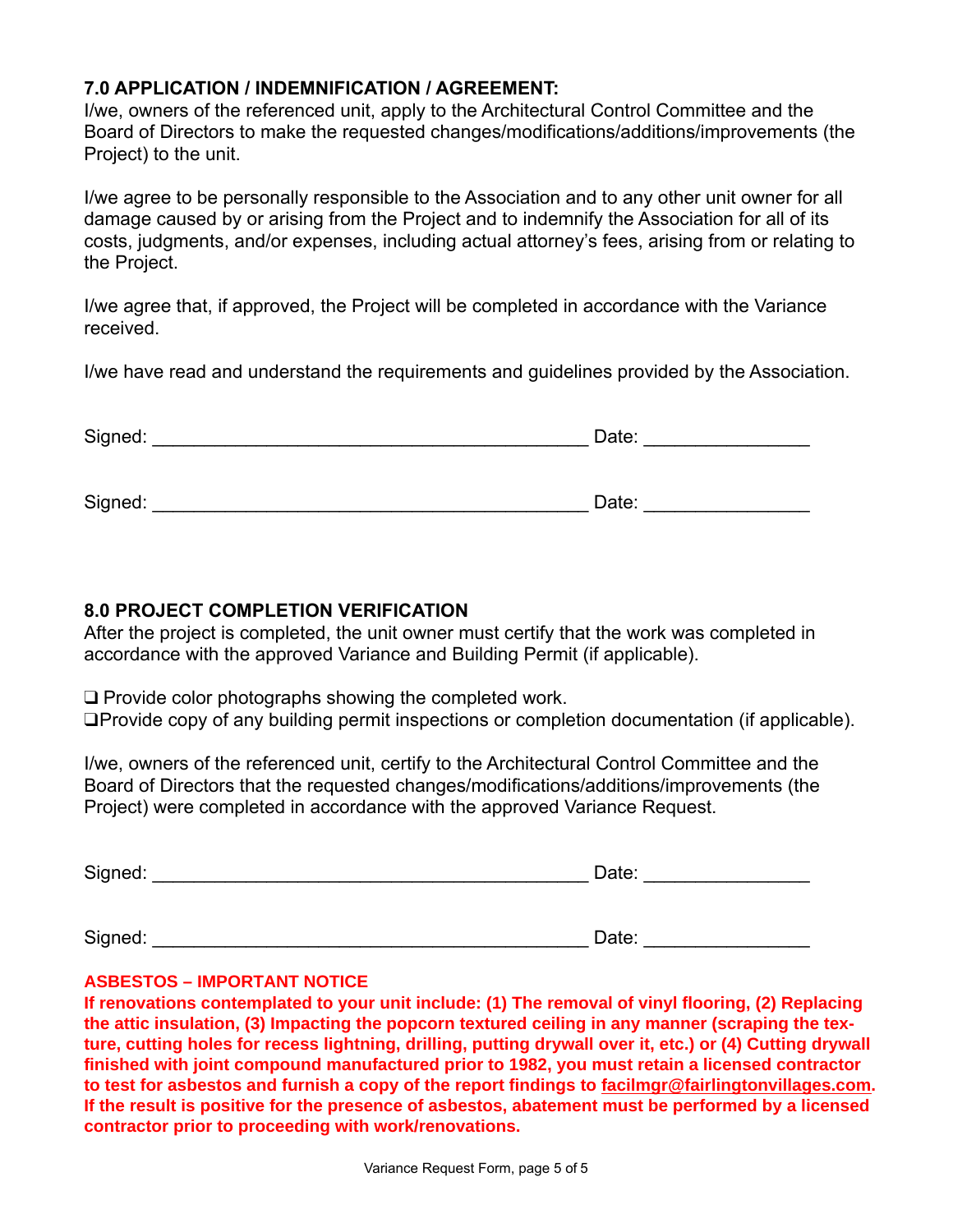## 7.0 APPLICATION / INDEMNIFICATION / AGREEMENT:

I/we, owners of the referenced unit, apply to the Architectural Control Committee and the Board of Directors to make the requested changes/modifications/additions/improvements (the Project) to the unit.

I/we agree to be personally responsible to the Association and to any other unit owner for all damage caused by or arising from the Project and to indemnify the Association for all of its costs, judgments, and/or expenses, including actual attorney's fees, arising from or relating to the Project.

I/we agree that, if approved, the Project will be completed in accordance with the Variance received.

I/we have read and understand the requirements and guidelines provided by the Association.

Signed: ____________________________________________ Date: ________________

Signed: ____________________________________________ Date: ________________

## 8.0 PROJECT COMPLETION VERIFICATION

After the project is completed, the unit owner must certify that the work was completed in accordance with the approved Variance and Building Permit (if applicable).

- ❑ Provide color photographs showing the completed work.
- ❑ Provide copy of any building permit inspections or completion documentation (if applicable).

I/we, owners of the referenced unit, certify to the Architectural Control Committee and the Board of Directors that the requested changes/modifications/additions/improvements (the Project) were completed in accordance with the approved Variance Request.

Signed: ____________________________________________ Date: ________________

Signed: ____________________________________________ Date: ________________

**ASBESTOS – IMPORTANT NOTICE**

**If renovations contemplated to your unit include: (1) The removal of vinyl flooring, (2) Replacing the attic insulation, (3) Impacting the popcorn textured ceiling in any manner (scraping the texture, cutting holes for recess lightning, drilling, putting drywall over it, etc.) or (4) Cutting drywall finished with joint compound manufactured prior to 1982, you must retain a licensed contractor to test for asbestos and furnish a copy of the report findings to facilmgr@fairlingtonvillages.com. If the result is positive for the presence of asbestos, abatement must be performed by a licensed contractor prior to proceeding with work/renovations.**